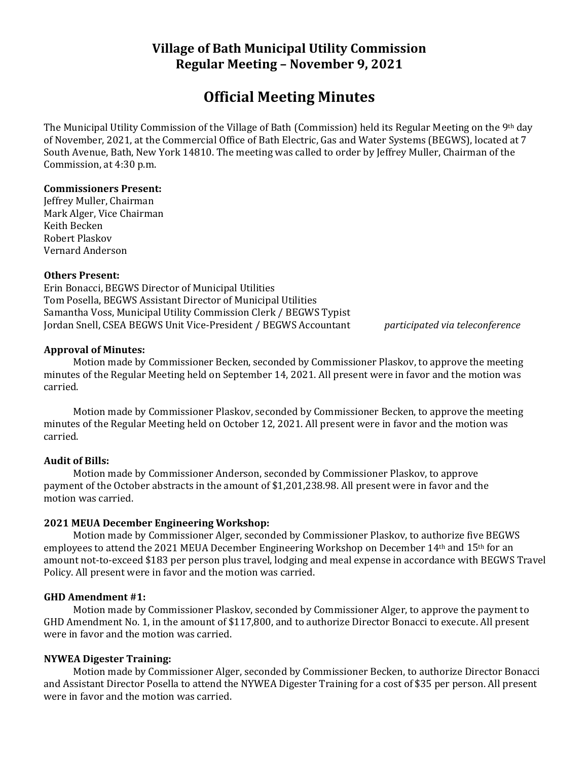# Village of Bath Municipal Utility Commission
# Regular Meeting – November 9, 2021

## Official Meeting Minutes

The Municipal Utility Commission of the Village of Bath (Commission) held its Regular Meeting on the 9th day of November, 2021, at the Commercial Office of Bath Electric, Gas and Water Systems (BEGWS), located at 7 South Avenue, Bath, New York 14810. The meeting was called to order by Jeffrey Muller, Chairman of the Commission, at 4:30 p.m.

**Commissioners Present:**
Jeffrey Muller, Chairman
Mark Alger, Vice Chairman
Keith Becken
Robert Plaskov
Vernard Anderson

**Others Present:**
Erin Bonacci, BEGWS Director of Municipal Utilities
Tom Posella, BEGWS Assistant Director of Municipal Utilities
Samantha Voss, Municipal Utility Commission Clerk / BEGWS Typist
Jordan Snell, CSEA BEGWS Unit Vice-President / BEGWS Accountant *participated via teleconference*

**Approval of Minutes:**

Motion made by Commissioner Becken, seconded by Commissioner Plaskov, to approve the meeting minutes of the Regular Meeting held on September 14, 2021. All present were in favor and the motion was carried.

Motion made by Commissioner Plaskov, seconded by Commissioner Becken, to approve the meeting minutes of the Regular Meeting held on October 12, 2021. All present were in favor and the motion was carried.

**Audit of Bills:**

Motion made by Commissioner Anderson, seconded by Commissioner Plaskov, to approve payment of the October abstracts in the amount of $1,201,238.98. All present were in favor and the motion was carried.

**2021 MEUA December Engineering Workshop:**

Motion made by Commissioner Alger, seconded by Commissioner Plaskov, to authorize five BEGWS employees to attend the 2021 MEUA December Engineering Workshop on December 14th and 15th for an amount not-to-exceed $183 per person plus travel, lodging and meal expense in accordance with BEGWS Travel Policy. All present were in favor and the motion was carried.

**GHD Amendment #1:**

Motion made by Commissioner Plaskov, seconded by Commissioner Alger, to approve the payment to GHD Amendment No. 1, in the amount of $117,800, and to authorize Director Bonacci to execute. All present were in favor and the motion was carried.

**NYWEA Digester Training:**

Motion made by Commissioner Alger, seconded by Commissioner Becken, to authorize Director Bonacci and Assistant Director Posella to attend the NYWEA Digester Training for a cost of $35 per person. All present were in favor and the motion was carried.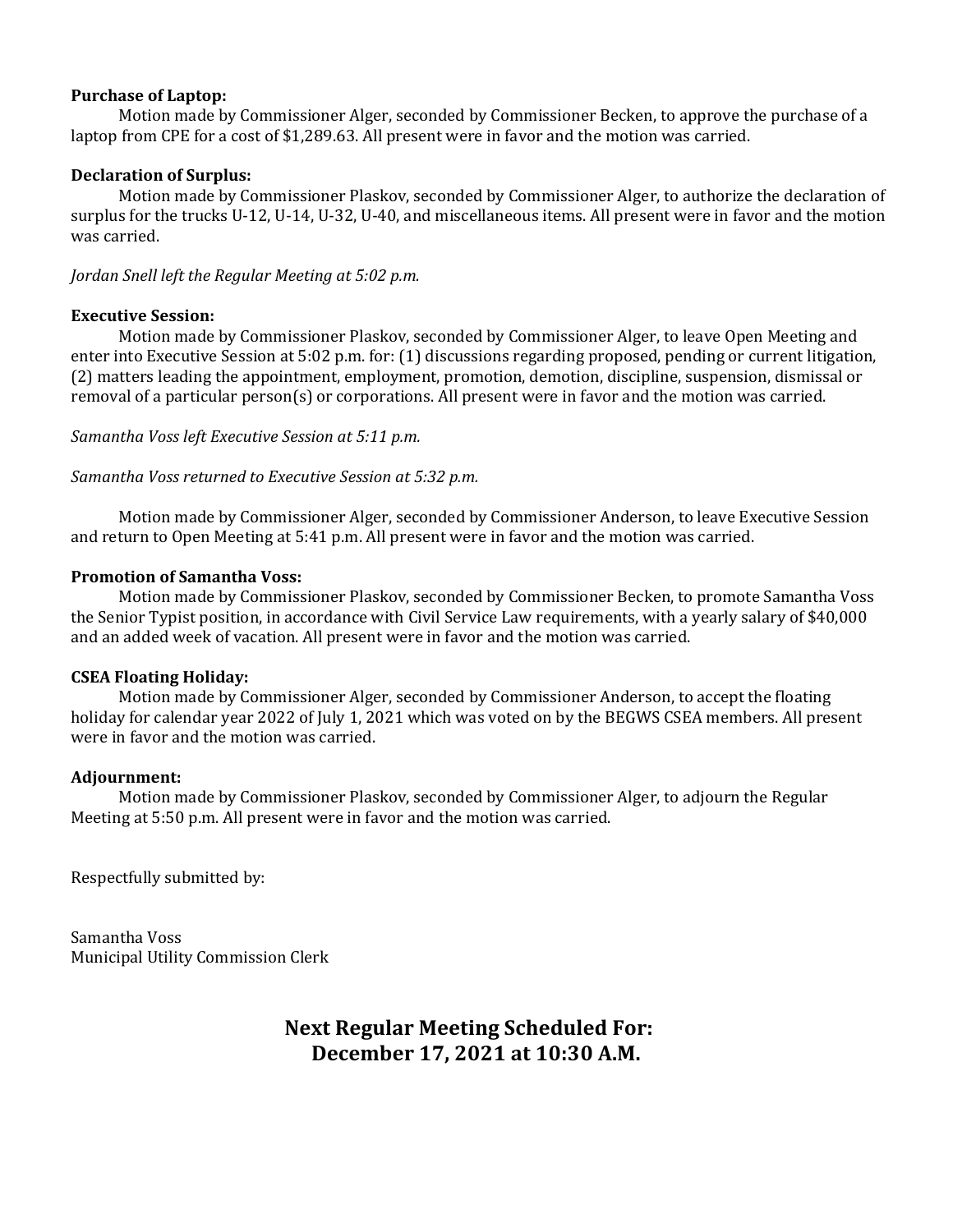**Purchase of Laptop:**

Motion made by Commissioner Alger, seconded by Commissioner Becken, to approve the purchase of a laptop from CPE for a cost of $1,289.63. All present were in favor and the motion was carried.

**Declaration of Surplus:**

Motion made by Commissioner Plaskov, seconded by Commissioner Alger, to authorize the declaration of surplus for the trucks U-12, U-14, U-32, U-40, and miscellaneous items. All present were in favor and the motion was carried.

*Jordan Snell left the Regular Meeting at 5:02 p.m.*

**Executive Session:**

Motion made by Commissioner Plaskov, seconded by Commissioner Alger, to leave Open Meeting and enter into Executive Session at 5:02 p.m. for: (1) discussions regarding proposed, pending or current litigation, (2) matters leading the appointment, employment, promotion, demotion, discipline, suspension, dismissal or removal of a particular person(s) or corporations. All present were in favor and the motion was carried.

*Samantha Voss left Executive Session at 5:11 p.m.*

*Samantha Voss returned to Executive Session at 5:32 p.m.*

Motion made by Commissioner Alger, seconded by Commissioner Anderson, to leave Executive Session and return to Open Meeting at 5:41 p.m. All present were in favor and the motion was carried.

**Promotion of Samantha Voss:**

Motion made by Commissioner Plaskov, seconded by Commissioner Becken, to promote Samantha Voss the Senior Typist position, in accordance with Civil Service Law requirements, with a yearly salary of $40,000 and an added week of vacation. All present were in favor and the motion was carried.

**CSEA Floating Holiday:**

Motion made by Commissioner Alger, seconded by Commissioner Anderson, to accept the floating holiday for calendar year 2022 of July 1, 2021 which was voted on by the BEGWS CSEA members. All present were in favor and the motion was carried.

**Adjournment:**

Motion made by Commissioner Plaskov, seconded by Commissioner Alger, to adjourn the Regular Meeting at 5:50 p.m. All present were in favor and the motion was carried.

Respectfully submitted by:

Samantha Voss
Municipal Utility Commission Clerk

**Next Regular Meeting Scheduled For:**
**December 17, 2021 at 10:30 A.M.**